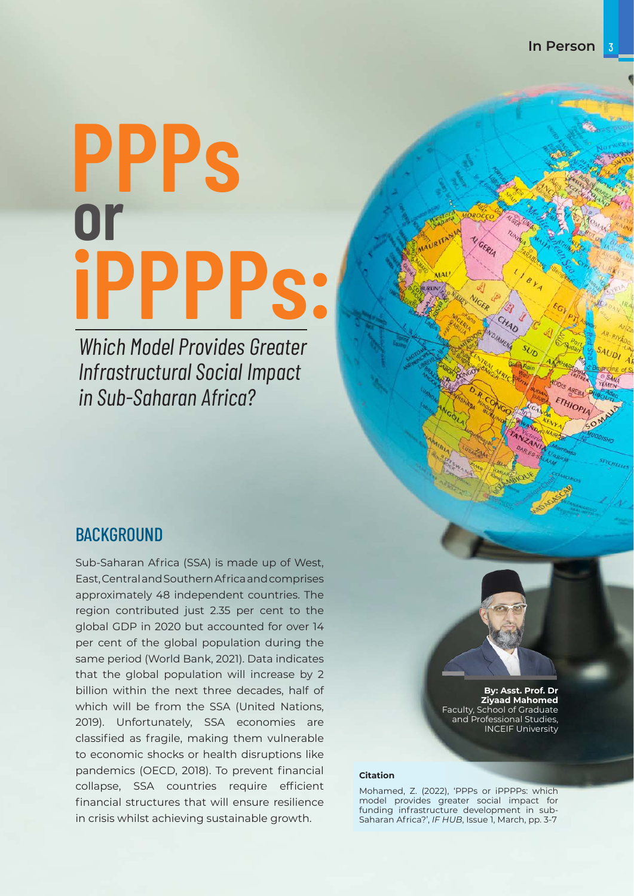# PPPs or iPPPPs:

## *Which Model Provides Greater Infrastructural Social Impact in Sub-Saharan Africa?*

**By: Asst. Prof. Dr Ziyaad Mahomed**
Faculty, School of Graduate and Professional Studies, INCEIF University

**Citation**

Mohamed, Z. (2022), 'PPPs or iPPPPs: which model provides greater social impact for funding infrastructure development in sub-Saharan Africa?', *IF HUB*, Issue 1, March, pp. 3-7

## BACKGROUND

Sub-Saharan Africa (SSA) is made up of West, East, Central and Southern Africa and comprises approximately 48 independent countries. The region contributed just 2.35 per cent to the global GDP in 2020 but accounted for over 14 per cent of the global population during the same period (World Bank, 2021). Data indicates that the global population will increase by 2 billion within the next three decades, half of which will be from the SSA (United Nations, 2019). Unfortunately, SSA economies are classified as fragile, making them vulnerable to economic shocks or health disruptions like pandemics (OECD, 2018). To prevent financial collapse, SSA countries require efficient financial structures that will ensure resilience in crisis whilst achieving sustainable growth.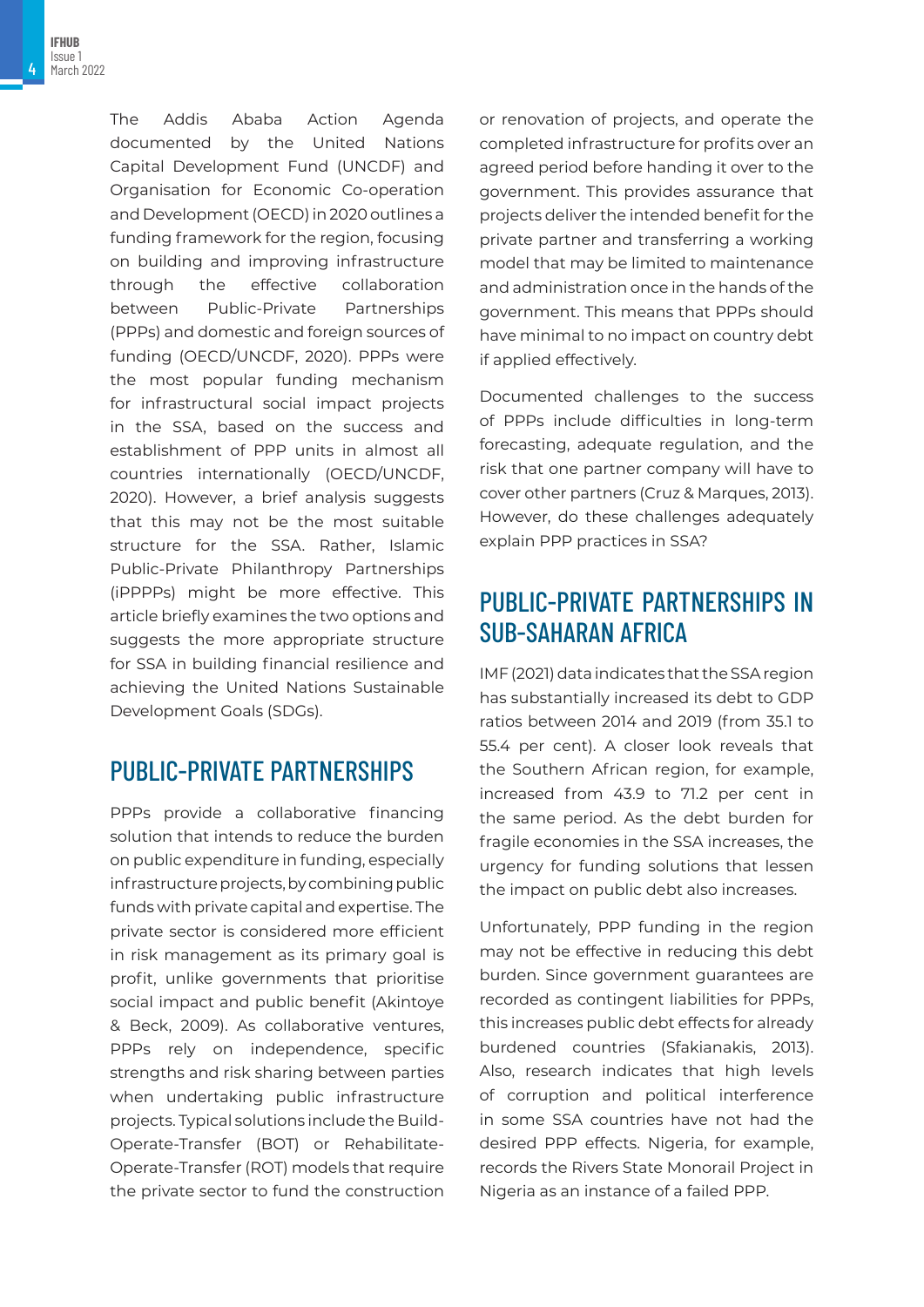The Addis Ababa Action Agenda documented by the United Nations Capital Development Fund (UNCDF) and Organisation for Economic Co-operation and Development (OECD) in 2020 outlines a funding framework for the region, focusing on building and improving infrastructure through the effective collaboration between Public-Private Partnerships (PPPs) and domestic and foreign sources of funding (OECD/UNCDF, 2020). PPPs were the most popular funding mechanism for infrastructural social impact projects in the SSA, based on the success and establishment of PPP units in almost all countries internationally (OECD/UNCDF, 2020). However, a brief analysis suggests that this may not be the most suitable structure for the SSA. Rather, Islamic Public-Private Philanthropy Partnerships (iPPPPs) might be more effective. This article briefly examines the two options and suggests the more appropriate structure for SSA in building financial resilience and achieving the United Nations Sustainable Development Goals (SDGs).

## PUBLIC-PRIVATE PARTNERSHIPS

PPPs provide a collaborative financing solution that intends to reduce the burden on public expenditure in funding, especially infrastructure projects, by combining public funds with private capital and expertise. The private sector is considered more efficient in risk management as its primary goal is profit, unlike governments that prioritise social impact and public benefit (Akintoye & Beck, 2009). As collaborative ventures, PPPs rely on independence, specific strengths and risk sharing between parties when undertaking public infrastructure projects. Typical solutions include the Build-Operate-Transfer (BOT) or Rehabilitate-Operate-Transfer (ROT) models that require the private sector to fund the construction or renovation of projects, and operate the completed infrastructure for profits over an agreed period before handing it over to the government. This provides assurance that projects deliver the intended benefit for the private partner and transferring a working model that may be limited to maintenance and administration once in the hands of the government. This means that PPPs should have minimal to no impact on country debt if applied effectively.

Documented challenges to the success of PPPs include difficulties in long-term forecasting, adequate regulation, and the risk that one partner company will have to cover other partners (Cruz & Marques, 2013). However, do these challenges adequately explain PPP practices in SSA?

## PUBLIC-PRIVATE PARTNERSHIPS IN SUB-SAHARAN AFRICA

IMF (2021) data indicates that the SSA region has substantially increased its debt to GDP ratios between 2014 and 2019 (from 35.1 to 55.4 per cent). A closer look reveals that the Southern African region, for example, increased from 43.9 to 71.2 per cent in the same period. As the debt burden for fragile economies in the SSA increases, the urgency for funding solutions that lessen the impact on public debt also increases.

Unfortunately, PPP funding in the region may not be effective in reducing this debt burden. Since government guarantees are recorded as contingent liabilities for PPPs, this increases public debt effects for already burdened countries (Sfakianakis, 2013). Also, research indicates that high levels of corruption and political interference in some SSA countries have not had the desired PPP effects. Nigeria, for example, records the Rivers State Monorail Project in Nigeria as an instance of a failed PPP.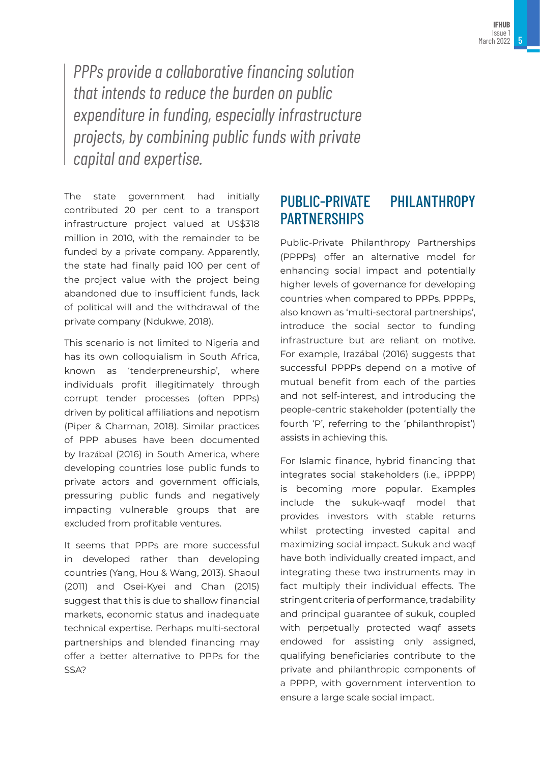*PPPs provide a collaborative financing solution that intends to reduce the burden on public expenditure in funding, especially infrastructure projects, by combining public funds with private capital and expertise.*

The state government had initially contributed 20 per cent to a transport infrastructure project valued at US$318 million in 2010, with the remainder to be funded by a private company. Apparently, the state had finally paid 100 per cent of the project value with the project being abandoned due to insufficient funds, lack of political will and the withdrawal of the private company (Ndukwe, 2018).

This scenario is not limited to Nigeria and has its own colloquialism in South Africa, known as 'tenderpreneurship', where individuals profit illegitimately through corrupt tender processes (often PPPs) driven by political affiliations and nepotism (Piper & Charman, 2018). Similar practices of PPP abuses have been documented by Irazábal (2016) in South America, where developing countries lose public funds to private actors and government officials, pressuring public funds and negatively impacting vulnerable groups that are excluded from profitable ventures.

It seems that PPPs are more successful in developed rather than developing countries (Yang, Hou & Wang, 2013). Shaoul (2011) and Osei-Kyei and Chan (2015) suggest that this is due to shallow financial markets, economic status and inadequate technical expertise. Perhaps multi-sectoral partnerships and blended financing may offer a better alternative to PPPs for the SSA?

## PUBLIC-PRIVATE PHILANTHROPY PARTNERSHIPS

Public-Private Philanthropy Partnerships (PPPPs) offer an alternative model for enhancing social impact and potentially higher levels of governance for developing countries when compared to PPPs. PPPPs, also known as 'multi-sectoral partnerships', introduce the social sector to funding infrastructure but are reliant on motive. For example, Irazábal (2016) suggests that successful PPPPs depend on a motive of mutual benefit from each of the parties and not self-interest, and introducing the people-centric stakeholder (potentially the fourth 'P', referring to the 'philanthropist') assists in achieving this.

For Islamic finance, hybrid financing that integrates social stakeholders (i.e., iPPPP) is becoming more popular. Examples include the sukuk-waqf model that provides investors with stable returns whilst protecting invested capital and maximizing social impact. Sukuk and waqf have both individually created impact, and integrating these two instruments may in fact multiply their individual effects. The stringent criteria of performance, tradability and principal guarantee of sukuk, coupled with perpetually protected waqf assets endowed for assisting only assigned, qualifying beneficiaries contribute to the private and philanthropic components of a PPPP, with government intervention to ensure a large scale social impact.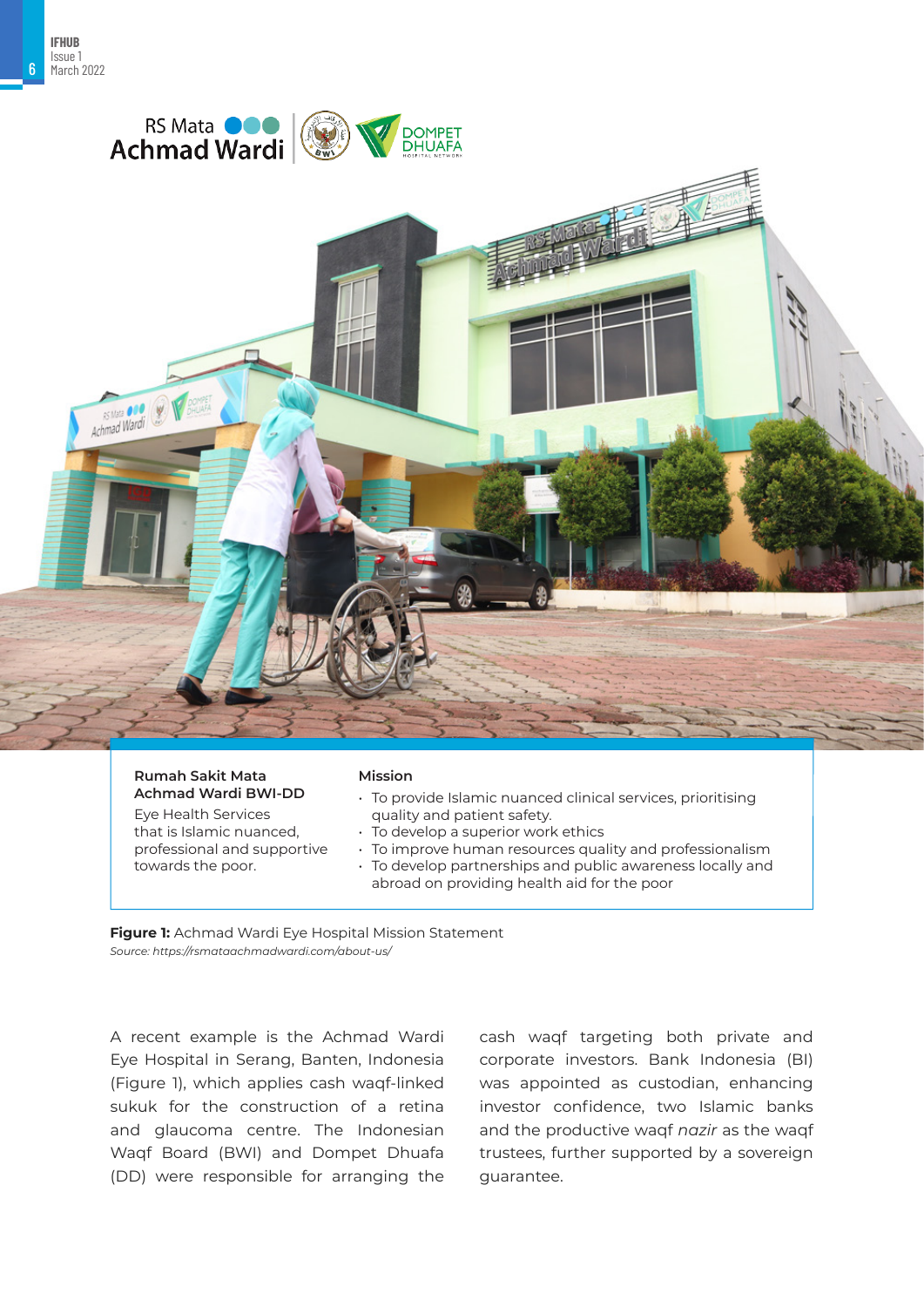**Rumah Sakit Mata Achmad Wardi BWI-DD**

Eye Health Services that is Islamic nuanced, professional and supportive towards the poor.

**Mission**

- To provide Islamic nuanced clinical services, prioritising quality and patient safety.
- To develop a superior work ethics
- To improve human resources quality and professionalism
- To develop partnerships and public awareness locally and abroad on providing health aid for the poor

**Figure 1:** Achmad Wardi Eye Hospital Mission Statement
*Source: https://rsmataachmadwardi.com/about-us/*

A recent example is the Achmad Wardi Eye Hospital in Serang, Banten, Indonesia (Figure 1), which applies cash waqf-linked sukuk for the construction of a retina and glaucoma centre. The Indonesian Waqf Board (BWI) and Dompet Dhuafa (DD) were responsible for arranging the cash waqf targeting both private and corporate investors. Bank Indonesia (BI) was appointed as custodian, enhancing investor confidence, two Islamic banks and the productive waqf *nazir* as the waqf trustees, further supported by a sovereign guarantee.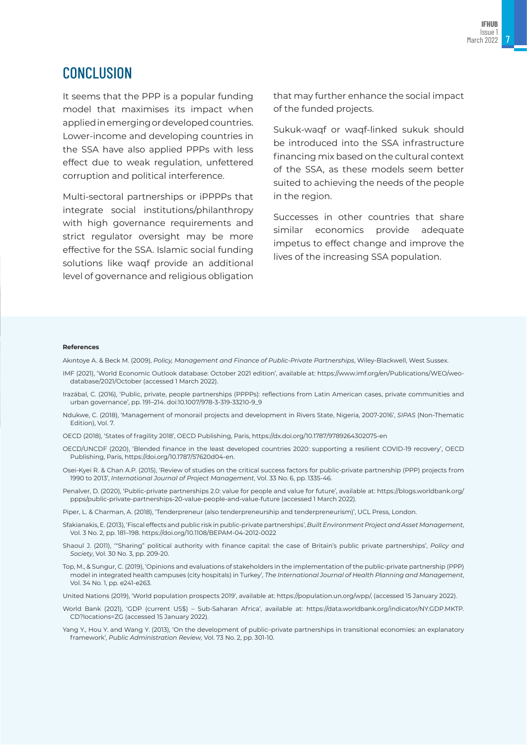## CONCLUSION

It seems that the PPP is a popular funding model that maximises its impact when applied in emerging or developed countries. Lower-income and developing countries in the SSA have also applied PPPs with less effect due to weak regulation, unfettered corruption and political interference.

Multi-sectoral partnerships or iPPPPs that integrate social institutions/philanthropy with high governance requirements and strict regulator oversight may be more effective for the SSA. Islamic social funding solutions like waqf provide an additional level of governance and religious obligation that may further enhance the social impact of the funded projects.

Sukuk-waqf or waqf-linked sukuk should be introduced into the SSA infrastructure financing mix based on the cultural context of the SSA, as these models seem better suited to achieving the needs of the people in the region.

Successes in other countries that share similar economics provide adequate impetus to effect change and improve the lives of the increasing SSA population.

**References**

Akıntoye A. & Beck M. (2009), *Policy, Management and Finance of Public-Private Partnerships*, Wiley-Blackwell, West Sussex.

IMF (2021), 'World Economic Outlook database: October 2021 edition', available at: https://www.imf.org/en/Publications/WEO/weo-database/2021/October (accessed 1 March 2022).

Irazábal, C. (2016), 'Public, private, people partnerships (PPPPs): reflections from Latin American cases, private communities and urban governance', pp. 191–214. doi:10.1007/978-3-319-33210-9_9

Ndukwe, C. (2018), 'Management of monorail projects and development in Rivers State, Nigeria, 2007-2016', *SIPAS* (Non-Thematic Edition), Vol. 7.

OECD (2018), 'States of fragility 2018', OECD Publishing, Paris, https://dx.doi.org/10.1787/9789264302075-en

OECD/UNCDF (2020), 'Blended finance in the least developed countries 2020: supporting a resilient COVID-19 recovery', OECD Publishing, Paris, https://doi.org/10.1787/57620d04-en.

Osei-Kyei R. & Chan A.P. (2015), 'Review of studies on the critical success factors for public-private partnership (PPP) projects from 1990 to 2013', *International Journal of Project Management*, Vol. 33 No. 6, pp. 1335-46.

Penalver, D. (2020), 'Public-private partnerships 2.0: value for people and value for future', available at: https://blogs.worldbank.org/ppps/public-private-partnerships-20-value-people-and-value-future (accessed 1 March 2022).

Piper, L. & Charman, A. (2018), 'Tenderpreneur (also tenderpreneurship and tenderpreneurism)', UCL Press, London.

Sfakianakis, E. (2013), 'Fiscal effects and public risk in public-private partnerships', *Built Environment Project and Asset Management*, Vol. 3 No. 2, pp. 181–198. https://doi.org/10.1108/BEPAM-04-2012-0022

Shaoul J. (2011), '"Sharing" political authority with finance capital: the case of Britain's public private partnerships', *Policy and Society*, Vol. 30 No. 3, pp. 209-20.

Top, M., & Sungur, C. (2019), 'Opinions and evaluations of stakeholders in the implementation of the public-private partnership (PPP) model in integrated health campuses (city hospitals) in Turkey', *The International Journal of Health Planning and Management*, Vol. 34 No. 1, pp. e241-e263.

United Nations (2019), 'World population prospects 2019', available at: https://population.un.org/wpp/, (accessed 15 January 2022).

World Bank (2021), 'GDP (current US$) – Sub-Saharan Africa', available at: https://data.worldbank.org/indicator/NY.GDP.MKTP.CD?locations=ZG (accessed 15 January 2022).

Yang Y., Hou Y. and Wang Y. (2013), 'On the development of public–private partnerships in transitional economies: an explanatory framework', *Public Administration Review*, Vol. 73 No. 2, pp. 301-10.